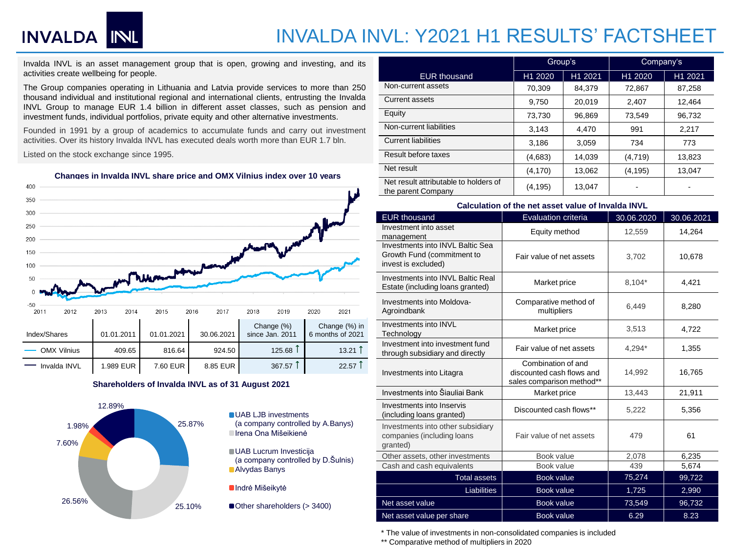# INVALDA INVL: Y2021 H1 RESULTS' FACTSHEET

Invalda INVL is an asset management group that is open, growing and investing, and its activities create wellbeing for people.

The Group companies operating in Lithuania and Latvia provide services to more than 250 thousand individual and institutional regional and international clients, entrusting the Invalda INVL Group to manage EUR 1.4 billion in different asset classes, such as pension and investment funds, individual portfolios, private equity and other alternative investments.

Founded in 1991 by a group of academics to accumulate funds and carry out investment activities. Over its history Invalda INVL has executed deals worth more than EUR 1.7 bln.

Listed on the stock exchange since 1995.

**Changes in Invalda INVL share price and OMX Vilnius index over 10 years**

| Index/Shares | 01.01.2011 | 01.01.2021 | 30.06.2021 | Change (%) since Jan. 2011 | Change (%) in 6 months of 2021 |
|---|---|---|---|---|---|
| OMX Vilnius | 409.65 | 816.64 | 924.50 | 125.68 ↑ | 13.21 ↑ |
| Invalda INVL | 1.989 EUR | 7.60 EUR | 8.85 EUR | 367.57 ↑ | 22.57 ↑ |

**Shareholders of Invalda INVL as of 31 August 2021**

- UAB LJB investments (a company controlled by A.Banys) – 25.87%
- Irena Ona Mišeikienė – 25.10%
- UAB Lucrum Investicija (a company controlled by D.Šulnis) – 26.56%
- Alvydas Banys – 7.60%
- Indrė Mišeikytė – 1.98%
- Other shareholders (> 3400) – 12.89%

| EUR thousand | Group's H1 2020 | Group's H1 2021 | Company's H1 2020 | Company's H1 2021 |
|---|---|---|---|---|
| Non-current assets | 70,309 | 84,379 | 72,867 | 87,258 |
| Current assets | 9,750 | 20,019 | 2,407 | 12,464 |
| Equity | 73,730 | 96,869 | 73,549 | 96,732 |
| Non-current liabilities | 3,143 | 4,470 | 991 | 2,217 |
| Current liabilities | 3,186 | 3,059 | 734 | 773 |
| Result before taxes | (4,683) | 14,039 | (4,719) | 13,823 |
| Net result | (4,170) | 13,062 | (4,195) | 13,047 |
| Net result attributable to holders of the parent Company | (4,195) | 13,047 | - | - |

**Calculation of the net asset value of Invalda INVL**

| EUR thousand | Evaluation criteria | 30.06.2020 | 30.06.2021 |
|---|---|---|---|
| Investment into asset management | Equity method | 12,559 | 14,264 |
| Investments into INVL Baltic Sea Growth Fund (commitment to invest is excluded) | Fair value of net assets | 3,702 | 10,678 |
| Investments into INVL Baltic Real Estate (including loans granted) | Market price | 8,104* | 4,421 |
| Investments into Moldova-Agroindbank | Comparative method of multipliers | 6,449 | 8,280 |
| Investments into INVL Technology | Market price | 3,513 | 4,722 |
| Investment into investment fund through subsidiary and directly | Fair value of net assets | 4,294* | 1,355 |
| Investments into Litagra | Combination of and discounted cash flows and sales comparison method** | 14,992 | 16,765 |
| Investments into Šiauliai Bank | Market price | 13,443 | 21,911 |
| Investments into Inservis (including loans granted) | Discounted cash flows** | 5,222 | 5,356 |
| Investments into other subsidiary companies (including loans granted) | Fair value of net assets | 479 | 61 |
| Other assets, other investments | Book value | 2,078 | 6,235 |
| Cash and cash equivalents | Book value | 439 | 5,674 |
| Total assets | Book value | 75,274 | 99,722 |
| Liabilities | Book value | 1,725 | 2,990 |
| Net asset value | Book value | 73,549 | 96,732 |
| Net asset value per share | Book value | 6.29 | 8.23 |

\* The value of investments in non-consolidated companies is included

\*\* Comparative method of multipliers in 2020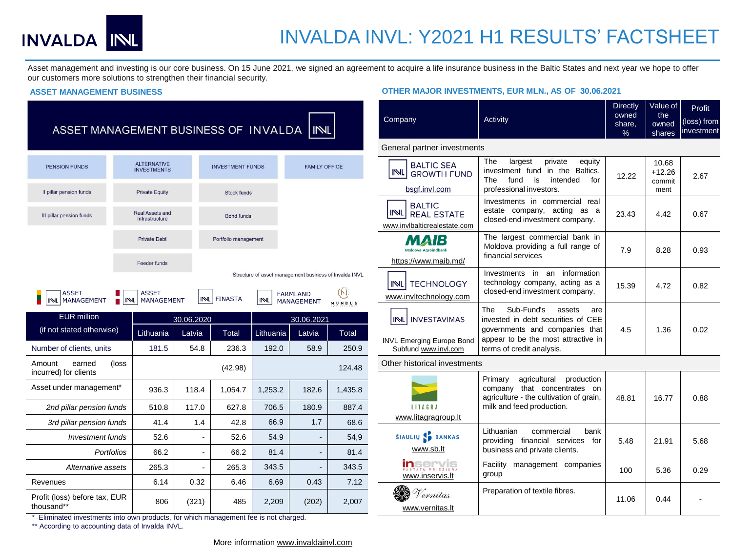# INVALDA INVL: Y2021 H1 RESULTS' FACTSHEET

Asset management and investing is our core business. On 15 June 2021, we signed an agreement to acquire a life insurance business in the Baltic States and next year we hope to offer our customers more solutions to strengthen their financial security.

## ASSET MANAGEMENT BUSINESS

ASSET MANAGEMENT BUSINESS OF INVALDA INVL

PENSION FUNDS
- II pillar pension funds
- III pillar pension funds

ALTERNATIVE INVESTMENTS
- Private Equity
- Real Assets and Infrastructure
- Private Debt
- Feeder funds

INVESTMENT FUNDS
- Stock funds
- Bond funds
- Portfolio management

FAMILY OFFICE

Structure of asset management business of Invalda INVL

INVL ASSET MANAGEMENT | INVL ASSET MANAGEMENT | INVL FINASTA | INVL FARMLAND MANAGEMENT | MUNDUS

| EUR million (if not stated otherwise) | 30.06.2020 | | | 30.06.2021 | | |
|---|---|---|---|---|---|---|
| | Lithuania | Latvia | Total | Lithuania | Latvia | Total |
| Number of clients, units | 181.5 | 54.8 | 236.3 | 192.0 | 58.9 | 250.9 |
| Amount earned (loss incurred) for clients | | | (42.98) | | | 124.48 |
| Asset under management* | 936.3 | 118.4 | 1,054.7 | 1,253.2 | 182.6 | 1,435.8 |
| *2nd pillar pension funds* | 510.8 | 117.0 | 627.8 | 706.5 | 180.9 | 887.4 |
| *3rd pillar pension funds* | 41.4 | 1.4 | 42.8 | 66.9 | 1.7 | 68.6 |
| *Investment funds* | 52.6 | - | 52.6 | 54.9 | - | 54,9 |
| *Portfolios* | 66.2 | - | 66.2 | 81.4 | - | 81.4 |
| *Alternative assets* | 265.3 | - | 265.3 | 343.5 | - | 343.5 |
| Revenues | 6.14 | 0.32 | 6.46 | 6.69 | 0.43 | 7.12 |
| Profit (loss) before tax, EUR thousand** | 806 | (321) | 485 | 2,209 | (202) | 2,007 |

\* Eliminated investments into own products, for which management fee is not charged.

\*\* According to accounting data of Invalda INVL.

## OTHER MAJOR INVESTMENTS, EUR MLN., AS OF 30.06.2021

| Company | Activity | Directly owned share, % | Value of the owned shares | Profit (loss) from investment |
|---|---|---|---|---|
| **General partner investments** | | | | |
| INVL BALTIC SEA GROWTH FUND bsgf.invl.com | The largest private equity investment fund in the Baltics. The fund is intended for professional investors. | 12.22 | 10.68 +12.26 commitment | 2.67 |
| INVL BALTIC REAL ESTATE www.invlbalticrealestate.com | Investments in commercial real estate company, acting as a closed-end investment company. | 23.43 | 4.42 | 0.67 |
| MAIB Moldova Agroindbank https://www.maib.md/ | The largest commercial bank in Moldova providing a full range of financial services | 7.9 | 8.28 | 0.93 |
| INVL TECHNOLOGY www.invltechnology.com | Investments in an information technology company, acting as a closed-end investment company. | 15.39 | 4.72 | 0.82 |
| INVL INVESTAVIMAS INVL Emerging Europe Bond Subfund www.invl.com | The Sub-Fund's assets are invested in debt securities of CEE governments and companies that appear to be the most attractive in terms of credit analysis. | 4.5 | 1.36 | 0.02 |
| **Other historical investments** | | | | |
| LITAGRA www.litagragroup.lt | Primary agricultural production company that concentrates on agriculture - the cultivation of grain, milk and feed production. | 48.81 | 16.77 | 0.88 |
| ŠIAULIŲ BANKAS www.sb.lt | Lithuanian commercial bank providing financial services for business and private clients. | 5.48 | 21.91 | 5.68 |
| inservis www.inservis.lt | Facility management companies group | 100 | 5.36 | 0.29 |
| Vernitas www.vernitas.lt | Preparation of textile fibres. | 11.06 | 0.44 | - |

More information www.invaldainvl.com